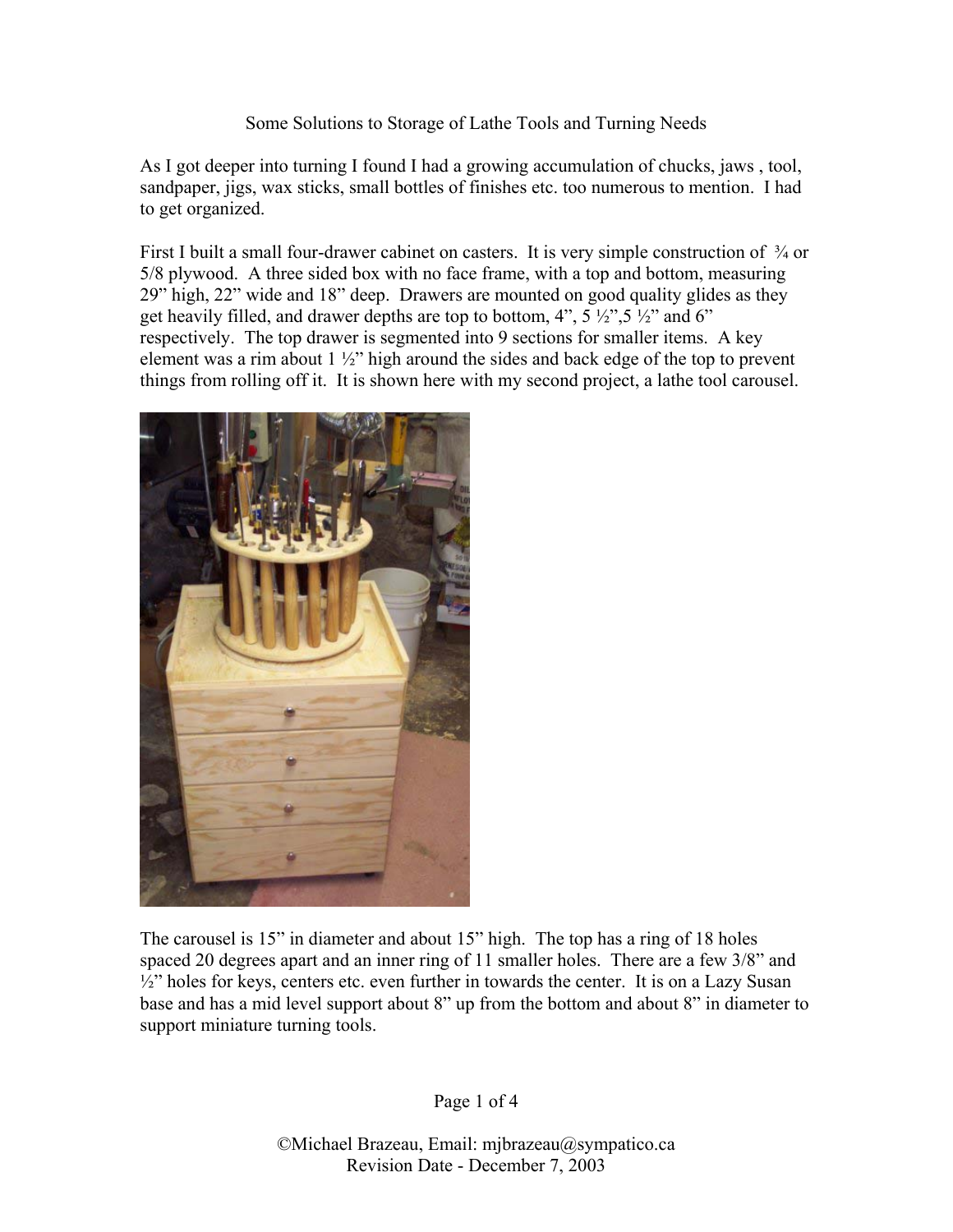# Some Solutions to Storage of Lathe Tools and Turning Needs

As I got deeper into turning I found I had a growing accumulation of chucks, jaws , tool, sandpaper, jigs, wax sticks, small bottles of finishes etc. too numerous to mention. I had to get organized.

First I built a small four-drawer cabinet on casters. It is very simple construction of ¾ or 5/8 plywood. A three sided box with no face frame, with a top and bottom, measuring 29" high, 22" wide and 18" deep. Drawers are mounted on good quality glides as they get heavily filled, and drawer depths are top to bottom, 4", 5 ½",5 ½" and 6" respectively. The top drawer is segmented into 9 sections for smaller items. A key element was a rim about 1 ½" high around the sides and back edge of the top to prevent things from rolling off it. It is shown here with my second project, a lathe tool carousel.

The carousel is 15" in diameter and about 15" high. The top has a ring of 18 holes spaced 20 degrees apart and an inner ring of 11 smaller holes. There are a few 3/8" and ½" holes for keys, centers etc. even further in towards the center. It is on a Lazy Susan base and has a mid level support about 8" up from the bottom and about 8" in diameter to support miniature turning tools.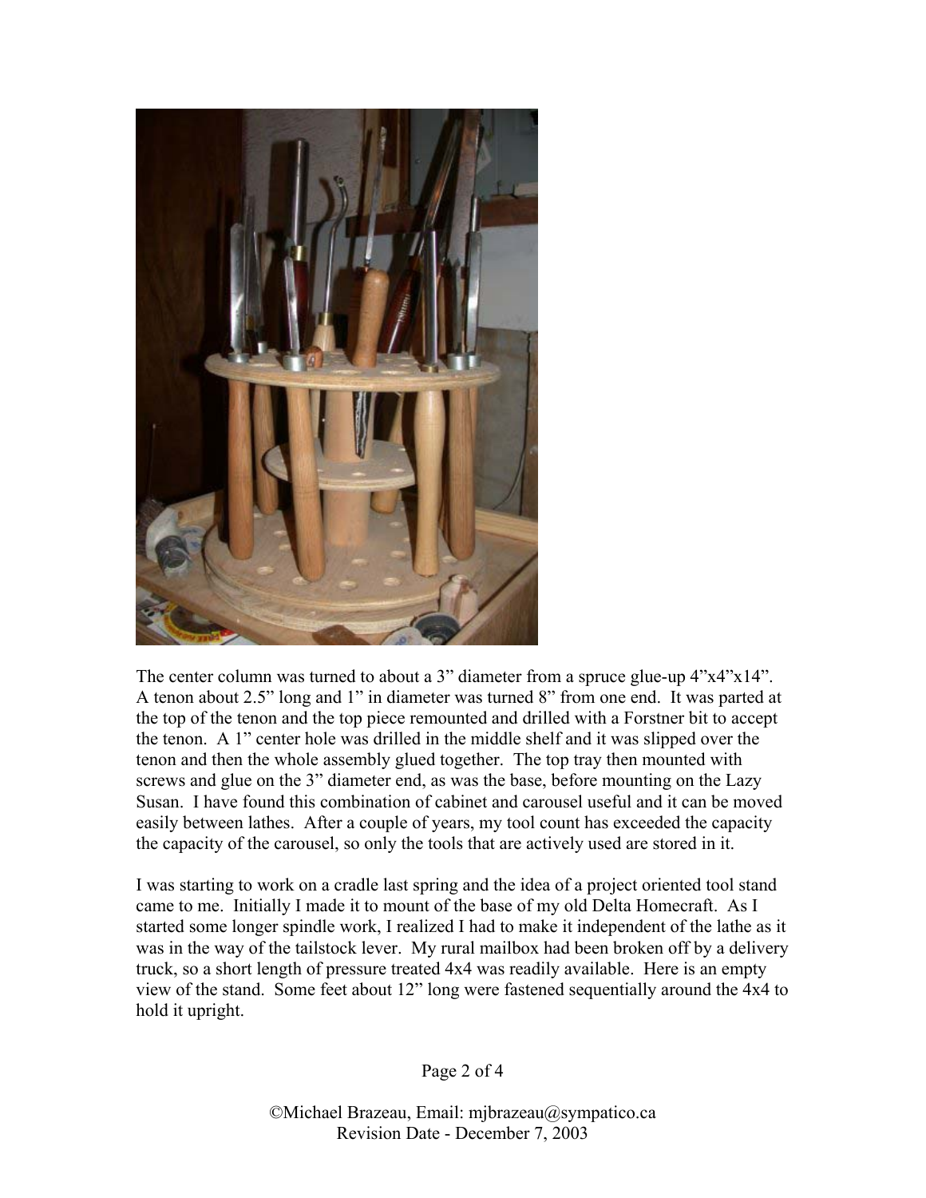The center column was turned to about a 3" diameter from a spruce glue-up 4"x4"x14". A tenon about 2.5" long and 1" in diameter was turned 8" from one end. It was parted at the top of the tenon and the top piece remounted and drilled with a Forstner bit to accept the tenon. A 1" center hole was drilled in the middle shelf and it was slipped over the tenon and then the whole assembly glued together. The top tray then mounted with screws and glue on the 3" diameter end, as was the base, before mounting on the Lazy Susan. I have found this combination of cabinet and carousel useful and it can be moved easily between lathes. After a couple of years, my tool count has exceeded the capacity the capacity of the carousel, so only the tools that are actively used are stored in it.

I was starting to work on a cradle last spring and the idea of a project oriented tool stand came to me. Initially I made it to mount of the base of my old Delta Homecraft. As I started some longer spindle work, I realized I had to make it independent of the lathe as it was in the way of the tailstock lever. My rural mailbox had been broken off by a delivery truck, so a short length of pressure treated 4x4 was readily available. Here is an empty view of the stand. Some feet about 12" long were fastened sequentially around the 4x4 to hold it upright.

©Michael Brazeau, Email: mjbrazeau@sympatico.ca
Revision Date - December 7, 2003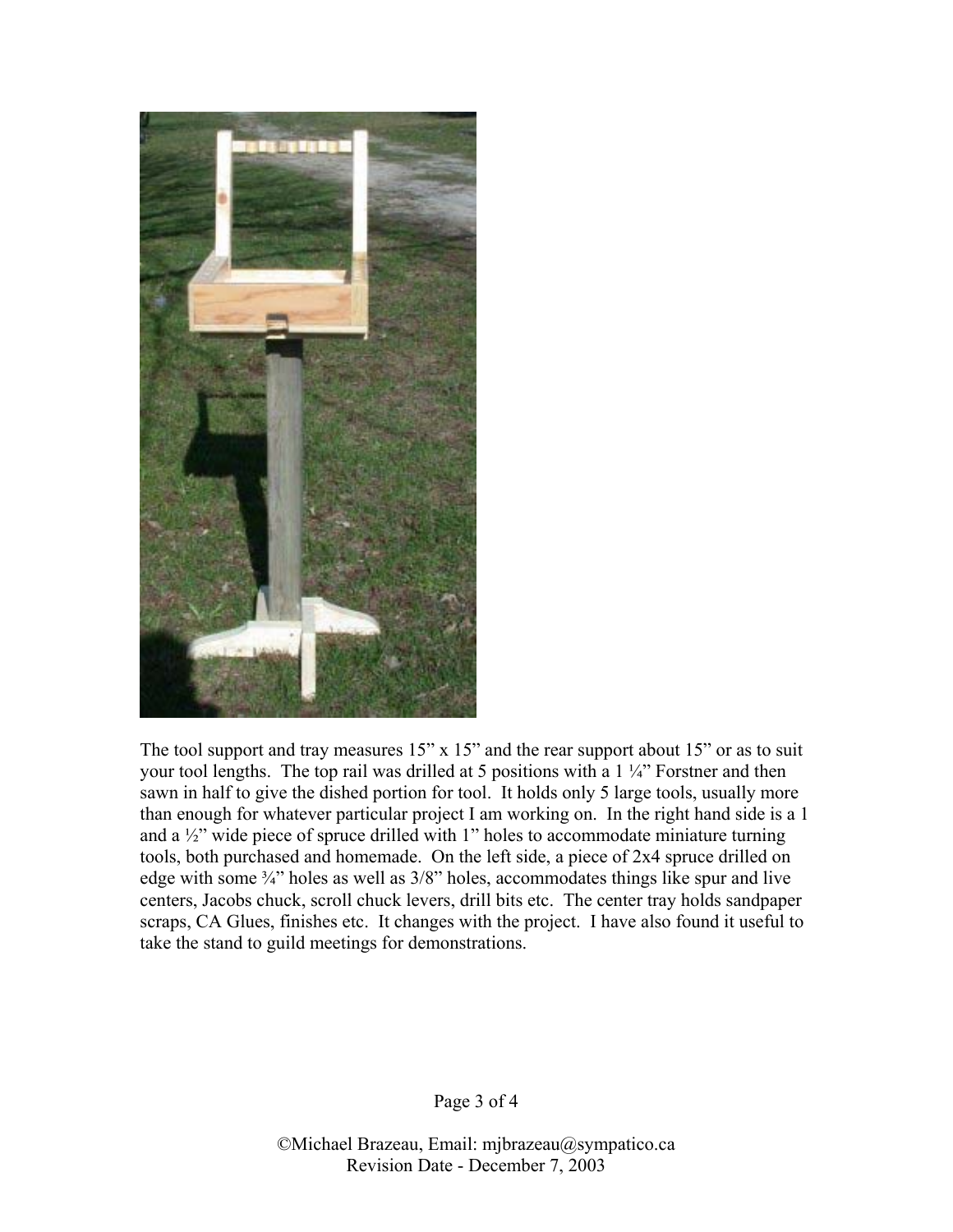The tool support and tray measures 15" x 15" and the rear support about 15" or as to suit your tool lengths. The top rail was drilled at 5 positions with a 1 ¼" Forstner and then sawn in half to give the dished portion for tool. It holds only 5 large tools, usually more than enough for whatever particular project I am working on. In the right hand side is a 1 and a ½" wide piece of spruce drilled with 1" holes to accommodate miniature turning tools, both purchased and homemade. On the left side, a piece of 2x4 spruce drilled on edge with some ¾" holes as well as 3/8" holes, accommodates things like spur and live centers, Jacobs chuck, scroll chuck levers, drill bits etc. The center tray holds sandpaper scraps, CA Glues, finishes etc. It changes with the project. I have also found it useful to take the stand to guild meetings for demonstrations.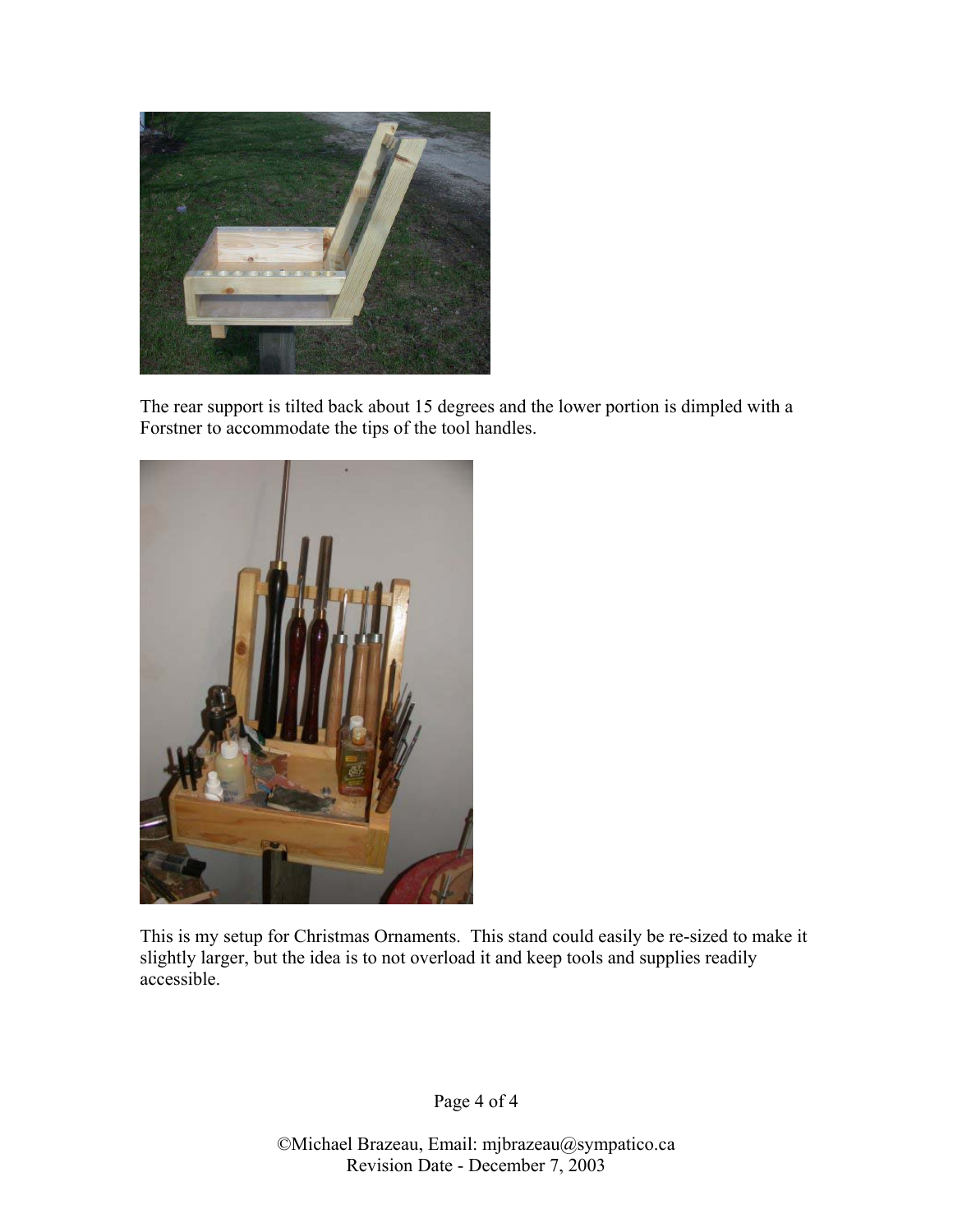The rear support is tilted back about 15 degrees and the lower portion is dimpled with a Forstner to accommodate the tips of the tool handles.

This is my setup for Christmas Ornaments. This stand could easily be re-sized to make it slightly larger, but the idea is to not overload it and keep tools and supplies readily accessible.

©Michael Brazeau, Email: mjbrazeau@sympatico.ca
Revision Date - December 7, 2003